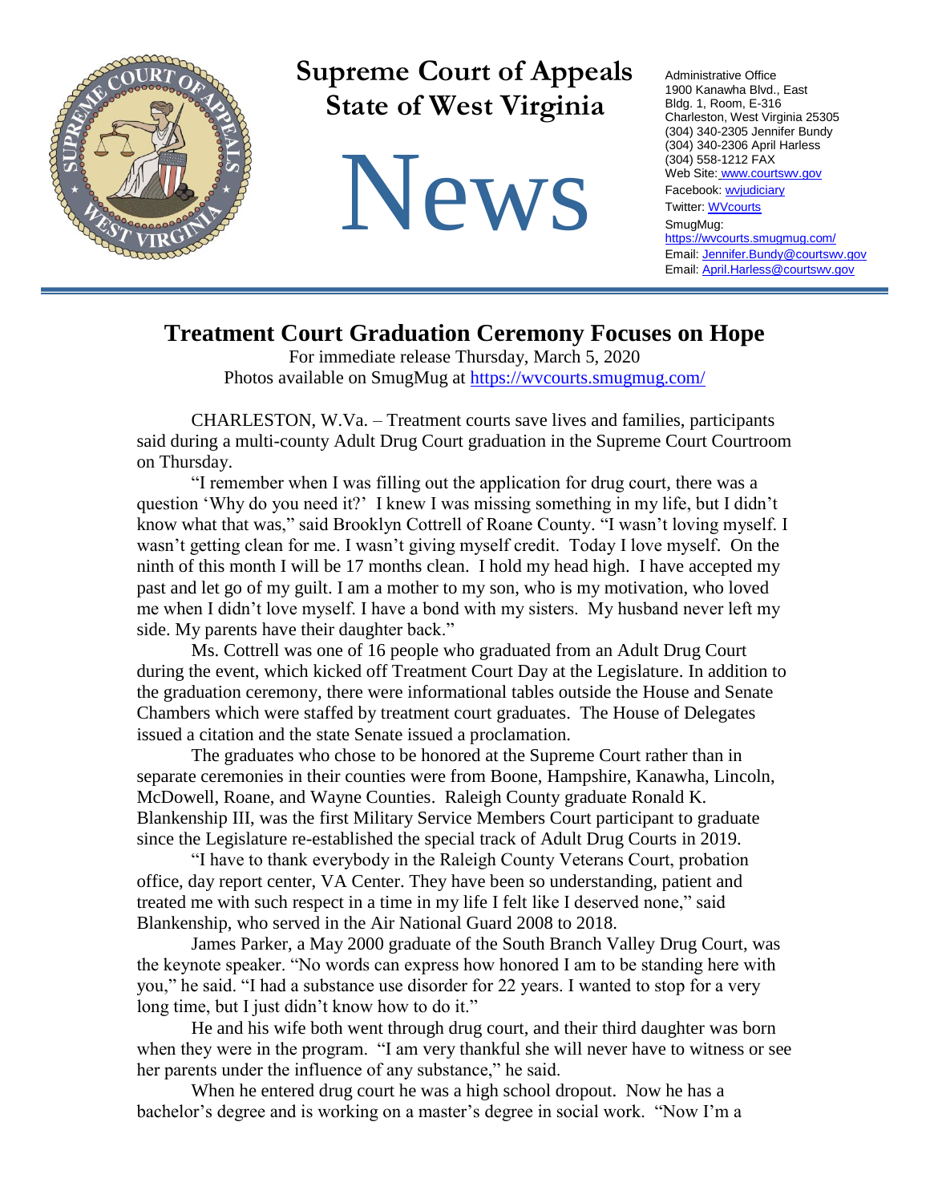# Supreme Court of Appeals State of West Virginia

# News

Administrative Office
1900 Kanawha Blvd., East
Bldg. 1, Room, E-316
Charleston, West Virginia 25305
(304) 340-2305 Jennifer Bundy
(304) 340-2306 April Harless
(304) 558-1212 FAX
Web Site: www.courtswv.gov
Facebook: wvjudiciary
Twitter: WVcourts
SmugMug: https://wvcourts.smugmug.com/
Email: Jennifer.Bundy@courtswv.gov
Email: April.Harless@courtswv.gov

---

## Treatment Court Graduation Ceremony Focuses on Hope

For immediate release Thursday, March 5, 2020
Photos available on SmugMug at https://wvcourts.smugmug.com/

CHARLESTON, W.Va. – Treatment courts save lives and families, participants said during a multi-county Adult Drug Court graduation in the Supreme Court Courtroom on Thursday.

"I remember when I was filling out the application for drug court, there was a question 'Why do you need it?' I knew I was missing something in my life, but I didn't know what that was," said Brooklyn Cottrell of Roane County. "I wasn't loving myself. I wasn't getting clean for me. I wasn't giving myself credit. Today I love myself. On the ninth of this month I will be 17 months clean. I hold my head high. I have accepted my past and let go of my guilt. I am a mother to my son, who is my motivation, who loved me when I didn't love myself. I have a bond with my sisters. My husband never left my side. My parents have their daughter back."

Ms. Cottrell was one of 16 people who graduated from an Adult Drug Court during the event, which kicked off Treatment Court Day at the Legislature. In addition to the graduation ceremony, there were informational tables outside the House and Senate Chambers which were staffed by treatment court graduates. The House of Delegates issued a citation and the state Senate issued a proclamation.

The graduates who chose to be honored at the Supreme Court rather than in separate ceremonies in their counties were from Boone, Hampshire, Kanawha, Lincoln, McDowell, Roane, and Wayne Counties. Raleigh County graduate Ronald K. Blankenship III, was the first Military Service Members Court participant to graduate since the Legislature re-established the special track of Adult Drug Courts in 2019.

"I have to thank everybody in the Raleigh County Veterans Court, probation office, day report center, VA Center. They have been so understanding, patient and treated me with such respect in a time in my life I felt like I deserved none," said Blankenship, who served in the Air National Guard 2008 to 2018.

James Parker, a May 2000 graduate of the South Branch Valley Drug Court, was the keynote speaker. "No words can express how honored I am to be standing here with you," he said. "I had a substance use disorder for 22 years. I wanted to stop for a very long time, but I just didn't know how to do it."

He and his wife both went through drug court, and their third daughter was born when they were in the program. "I am very thankful she will never have to witness or see her parents under the influence of any substance," he said.

When he entered drug court he was a high school dropout. Now he has a bachelor's degree and is working on a master's degree in social work. "Now I'm a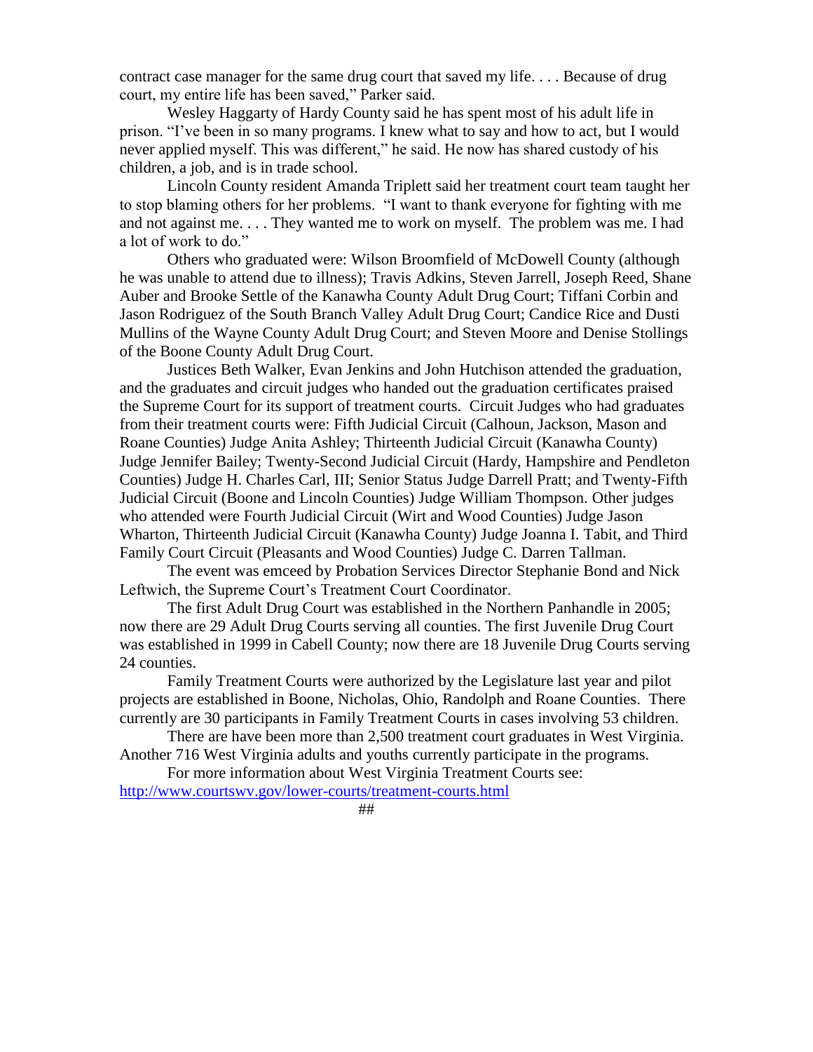contract case manager for the same drug court that saved my life. . . . Because of drug court, my entire life has been saved," Parker said.

Wesley Haggarty of Hardy County said he has spent most of his adult life in prison. "I've been in so many programs. I knew what to say and how to act, but I would never applied myself. This was different," he said. He now has shared custody of his children, a job, and is in trade school.

Lincoln County resident Amanda Triplett said her treatment court team taught her to stop blaming others for her problems. "I want to thank everyone for fighting with me and not against me. . . . They wanted me to work on myself. The problem was me. I had a lot of work to do."

Others who graduated were: Wilson Broomfield of McDowell County (although he was unable to attend due to illness); Travis Adkins, Steven Jarrell, Joseph Reed, Shane Auber and Brooke Settle of the Kanawha County Adult Drug Court; Tiffani Corbin and Jason Rodriguez of the South Branch Valley Adult Drug Court; Candice Rice and Dusti Mullins of the Wayne County Adult Drug Court; and Steven Moore and Denise Stollings of the Boone County Adult Drug Court.

Justices Beth Walker, Evan Jenkins and John Hutchison attended the graduation, and the graduates and circuit judges who handed out the graduation certificates praised the Supreme Court for its support of treatment courts. Circuit Judges who had graduates from their treatment courts were: Fifth Judicial Circuit (Calhoun, Jackson, Mason and Roane Counties) Judge Anita Ashley; Thirteenth Judicial Circuit (Kanawha County) Judge Jennifer Bailey; Twenty-Second Judicial Circuit (Hardy, Hampshire and Pendleton Counties) Judge H. Charles Carl, III; Senior Status Judge Darrell Pratt; and Twenty-Fifth Judicial Circuit (Boone and Lincoln Counties) Judge William Thompson. Other judges who attended were Fourth Judicial Circuit (Wirt and Wood Counties) Judge Jason Wharton, Thirteenth Judicial Circuit (Kanawha County) Judge Joanna I. Tabit, and Third Family Court Circuit (Pleasants and Wood Counties) Judge C. Darren Tallman.

The event was emceed by Probation Services Director Stephanie Bond and Nick Leftwich, the Supreme Court's Treatment Court Coordinator.

The first Adult Drug Court was established in the Northern Panhandle in 2005; now there are 29 Adult Drug Courts serving all counties. The first Juvenile Drug Court was established in 1999 in Cabell County; now there are 18 Juvenile Drug Courts serving 24 counties.

Family Treatment Courts were authorized by the Legislature last year and pilot projects are established in Boone, Nicholas, Ohio, Randolph and Roane Counties. There currently are 30 participants in Family Treatment Courts in cases involving 53 children.

There are have been more than 2,500 treatment court graduates in West Virginia. Another 716 West Virginia adults and youths currently participate in the programs.

For more information about West Virginia Treatment Courts see: http://www.courtswv.gov/lower-courts/treatment-courts.html

##